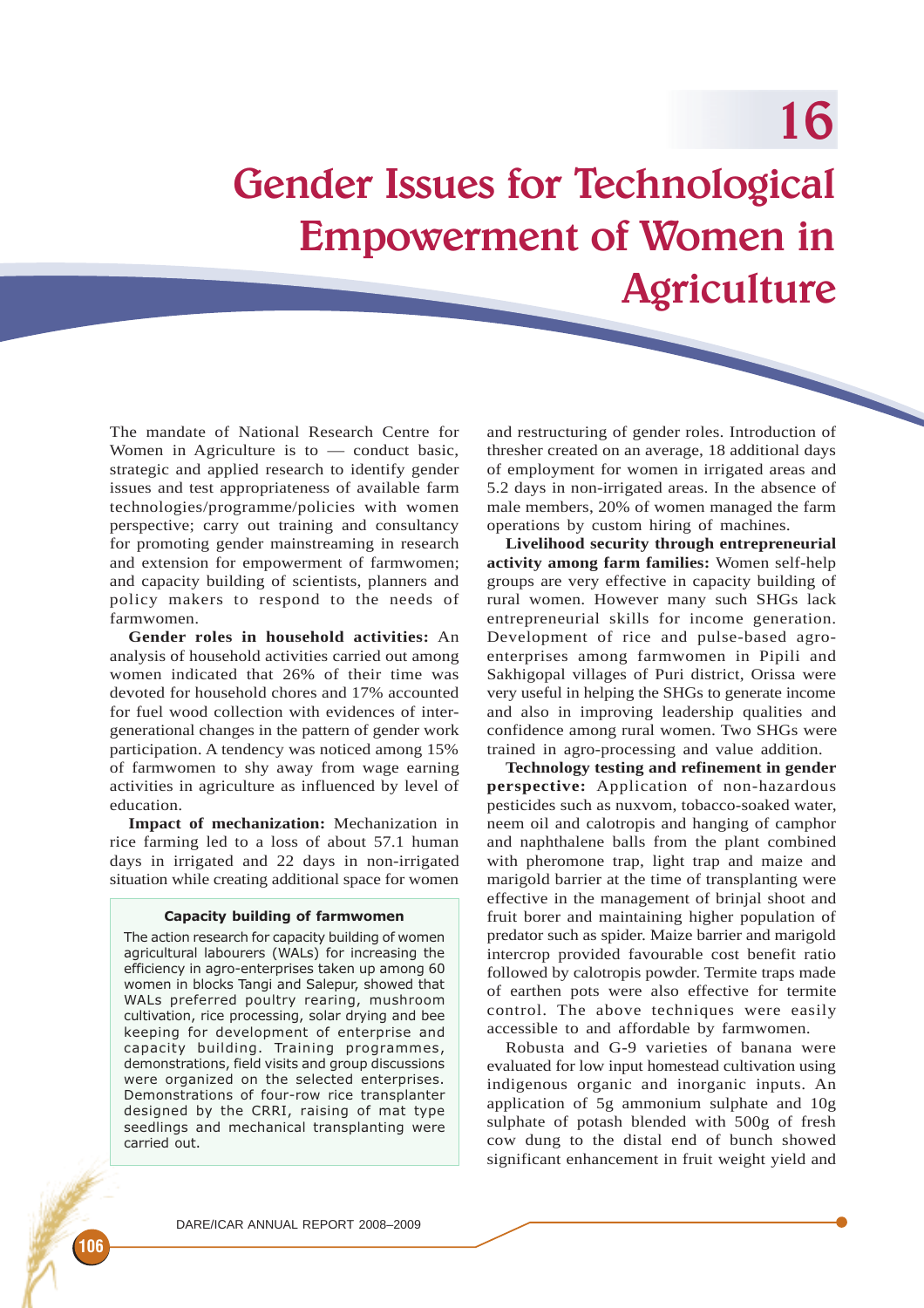# 16 Gender Issues for Technological Empowerment of Women in Agriculture

The mandate of National Research Centre for Women in Agriculture is to — conduct basic, strategic and applied research to identify gender issues and test appropriateness of available farm technologies/programme/policies with women perspective; carry out training and consultancy for promoting gender mainstreaming in research and extension for empowerment of farmwomen; and capacity building of scientists, planners and policy makers to respond to the needs of farmwomen.

**Gender roles in household activities:** An analysis of household activities carried out among women indicated that 26% of their time was devoted for household chores and 17% accounted for fuel wood collection with evidences of inter-generational changes in the pattern of gender work participation. A tendency was noticed among 15% of farmwomen to shy away from wage earning activities in agriculture as influenced by level of education.

**Impact of mechanization:** Mechanization in rice farming led to a loss of about 57.1 human days in irrigated and 22 days in non-irrigated situation while creating additional space for women and restructuring of gender roles. Introduction of thresher created on an average, 18 additional days of employment for women in irrigated areas and 5.2 days in non-irrigated areas. In the absence of male members, 20% of women managed the farm operations by custom hiring of machines.

> **Capacity building of farmwomen**
>
> The action research for capacity building of women agricultural labourers (WALs) for increasing the efficiency in agro-enterprises taken up among 60 women in blocks Tangi and Salepur, showed that WALs preferred poultry rearing, mushroom cultivation, rice processing, solar drying and bee keeping for development of enterprise and capacity building. Training programmes, demonstrations, field visits and group discussions were organized on the selected enterprises. Demonstrations of four-row rice transplanter designed by the CRRI, raising of mat type seedlings and mechanical transplanting were carried out.

**Livelihood security through entrepreneurial activity among farm families:** Women self-help groups are very effective in capacity building of rural women. However many such SHGs lack entrepreneurial skills for income generation. Development of rice and pulse-based agro-enterprises among farmwomen in Pipili and Sakhigopal villages of Puri district, Orissa were very useful in helping the SHGs to generate income and also in improving leadership qualities and confidence among rural women. Two SHGs were trained in agro-processing and value addition.

**Technology testing and refinement in gender perspective:** Application of non-hazardous pesticides such as nuxvom, tobacco-soaked water, neem oil and calotropis and hanging of camphor and naphthalene balls from the plant combined with pheromone trap, light trap and maize and marigold barrier at the time of transplanting were effective in the management of brinjal shoot and fruit borer and maintaining higher population of predator such as spider. Maize barrier and marigold intercrop provided favourable cost benefit ratio followed by calotropis powder. Termite traps made of earthen pots were also effective for termite control. The above techniques were easily accessible to and affordable by farmwomen.

Robusta and G-9 varieties of banana were evaluated for low input homestead cultivation using indigenous organic and inorganic inputs. An application of 5g ammonium sulphate and 10g sulphate of potash blended with 500g of fresh cow dung to the distal end of bunch showed significant enhancement in fruit weight yield and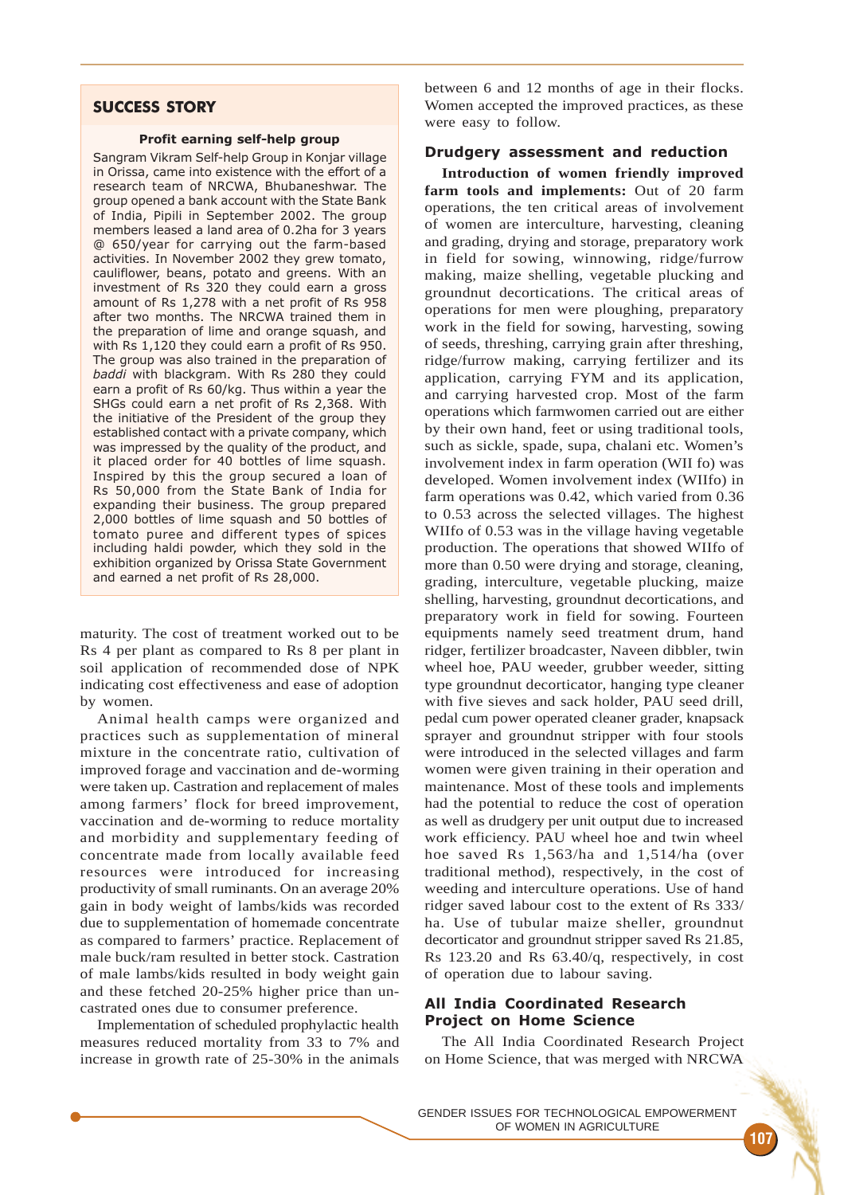## SUCCESS STORY

**Profit earning self-help group**

Sangram Vikram Self-help Group in Konjar village in Orissa, came into existence with the effort of a research team of NRCWA, Bhubaneshwar. The group opened a bank account with the State Bank of India, Pipili in September 2002. The group members leased a land area of 0.2ha for 3 years @ 650/year for carrying out the farm-based activities. In November 2002 they grew tomato, cauliflower, beans, potato and greens. With an investment of Rs 320 they could earn a gross amount of Rs 1,278 with a net profit of Rs 958 after two months. The NRCWA trained them in the preparation of lime and orange squash, and with Rs 1,120 they could earn a profit of Rs 950. The group was also trained in the preparation of *baddi* with blackgram. With Rs 280 they could earn a profit of Rs 60/kg. Thus within a year the SHGs could earn a net profit of Rs 2,368. With the initiative of the President of the group they established contact with a private company, which was impressed by the quality of the product, and it placed order for 40 bottles of lime squash. Inspired by this the group secured a loan of Rs 50,000 from the State Bank of India for expanding their business. The group prepared 2,000 bottles of lime squash and 50 bottles of tomato puree and different types of spices including haldi powder, which they sold in the exhibition organized by Orissa State Government and earned a net profit of Rs 28,000.

maturity. The cost of treatment worked out to be Rs 4 per plant as compared to Rs 8 per plant in soil application of recommended dose of NPK indicating cost effectiveness and ease of adoption by women.

Animal health camps were organized and practices such as supplementation of mineral mixture in the concentrate ratio, cultivation of improved forage and vaccination and de-worming were taken up. Castration and replacement of males among farmers' flock for breed improvement, vaccination and de-worming to reduce mortality and morbidity and supplementary feeding of concentrate made from locally available feed resources were introduced for increasing productivity of small ruminants. On an average 20% gain in body weight of lambs/kids was recorded due to supplementation of homemade concentrate as compared to farmers' practice. Replacement of male buck/ram resulted in better stock. Castration of male lambs/kids resulted in body weight gain and these fetched 20-25% higher price than un-castrated ones due to consumer preference.

Implementation of scheduled prophylactic health measures reduced mortality from 33 to 7% and increase in growth rate of 25-30% in the animals between 6 and 12 months of age in their flocks. Women accepted the improved practices, as these were easy to follow.

### Drudgery assessment and reduction

**Introduction of women friendly improved farm tools and implements:** Out of 20 farm operations, the ten critical areas of involvement of women are interculture, harvesting, cleaning and grading, drying and storage, preparatory work in field for sowing, winnowing, ridge/furrow making, maize shelling, vegetable plucking and groundnut decortications. The critical areas of operations for men were ploughing, preparatory work in the field for sowing, harvesting, sowing of seeds, threshing, carrying grain after threshing, ridge/furrow making, carrying fertilizer and its application, carrying FYM and its application, and carrying harvested crop. Most of the farm operations which farmwomen carried out are either by their own hand, feet or using traditional tools, such as sickle, spade, supa, chalani etc. Women's involvement index in farm operation (WII fo) was developed. Women involvement index (WIIfo) in farm operations was 0.42, which varied from 0.36 to 0.53 across the selected villages. The highest WIIfo of 0.53 was in the village having vegetable production. The operations that showed WIIfo of more than 0.50 were drying and storage, cleaning, grading, interculture, vegetable plucking, maize shelling, harvesting, groundnut decortications, and preparatory work in field for sowing. Fourteen equipments namely seed treatment drum, hand ridger, fertilizer broadcaster, Naveen dibbler, twin wheel hoe, PAU weeder, grubber weeder, sitting type groundnut decorticator, hanging type cleaner with five sieves and sack holder, PAU seed drill, pedal cum power operated cleaner grader, knapsack sprayer and groundnut stripper with four stools were introduced in the selected villages and farm women were given training in their operation and maintenance. Most of these tools and implements had the potential to reduce the cost of operation as well as drudgery per unit output due to increased work efficiency. PAU wheel hoe and twin wheel hoe saved Rs 1,563/ha and 1,514/ha (over traditional method), respectively, in the cost of weeding and interculture operations. Use of hand ridger saved labour cost to the extent of Rs 333/ha. Use of tubular maize sheller, groundnut decorticator and groundnut stripper saved Rs 21.85, Rs 123.20 and Rs 63.40/q, respectively, in cost of operation due to labour saving.

### All India Coordinated Research Project on Home Science

The All India Coordinated Research Project on Home Science, that was merged with NRCWA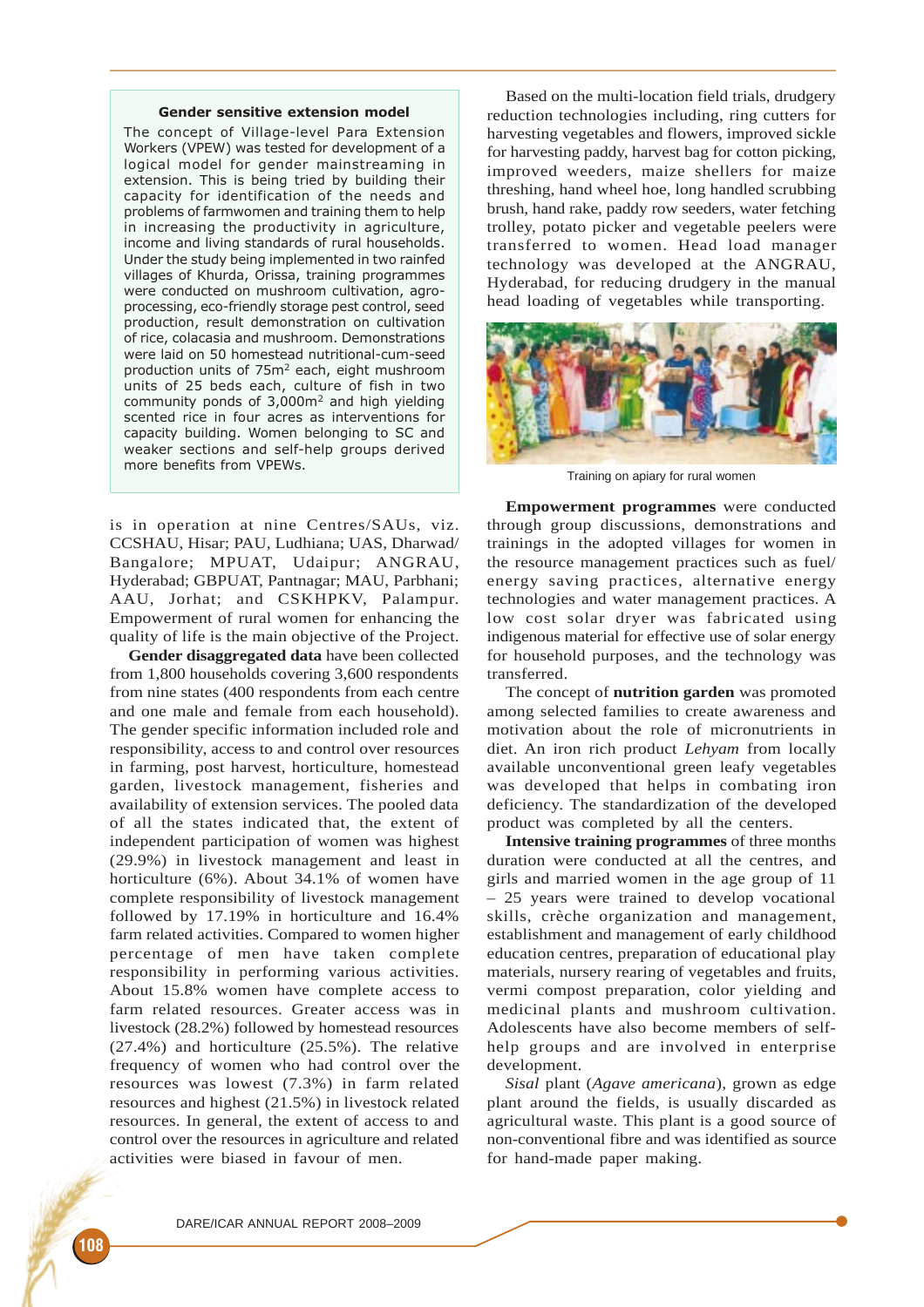### Gender sensitive extension model

The concept of Village-level Para Extension Workers (VPEW) was tested for development of a logical model for gender mainstreaming in extension. This is being tried by building their capacity for identification of the needs and problems of farmwomen and training them to help in increasing the productivity in agriculture, income and living standards of rural households. Under the study being implemented in two rainfed villages of Khurda, Orissa, training programmes were conducted on mushroom cultivation, agro-processing, eco-friendly storage pest control, seed production, result demonstration on cultivation of rice, colacasia and mushroom. Demonstrations were laid on 50 homestead nutritional-cum-seed production units of 75m$^2$ each, eight mushroom units of 25 beds each, culture of fish in two community ponds of 3,000m$^2$ and high yielding scented rice in four acres as interventions for capacity building. Women belonging to SC and weaker sections and self-help groups derived more benefits from VPEWs.

is in operation at nine Centres/SAUs, viz. CCSHAU, Hisar; PAU, Ludhiana; UAS, Dharwad/ Bangalore; MPUAT, Udaipur; ANGRAU, Hyderabad; GBPUAT, Pantnagar; MAU, Parbhani; AAU, Jorhat; and CSKHPKV, Palampur. Empowerment of rural women for enhancing the quality of life is the main objective of the Project.

**Gender disaggregated data** have been collected from 1,800 households covering 3,600 respondents from nine states (400 respondents from each centre and one male and female from each household). The gender specific information included role and responsibility, access to and control over resources in farming, post harvest, horticulture, homestead garden, livestock management, fisheries and availability of extension services. The pooled data of all the states indicated that, the extent of independent participation of women was highest (29.9%) in livestock management and least in horticulture (6%). About 34.1% of women have complete responsibility of livestock management followed by 17.19% in horticulture and 16.4% farm related activities. Compared to women higher percentage of men have taken complete responsibility in performing various activities. About 15.8% women have complete access to farm related resources. Greater access was in livestock (28.2%) followed by homestead resources (27.4%) and horticulture (25.5%). The relative frequency of women who had control over the resources was lowest (7.3%) in farm related resources and highest (21.5%) in livestock related resources. In general, the extent of access to and control over the resources in agriculture and related activities were biased in favour of men.

Based on the multi-location field trials, drudgery reduction technologies including, ring cutters for harvesting vegetables and flowers, improved sickle for harvesting paddy, harvest bag for cotton picking, improved weeders, maize shellers for maize threshing, hand wheel hoe, long handled scrubbing brush, hand rake, paddy row seeders, water fetching trolley, potato picker and vegetable peelers were transferred to women. Head load manager technology was developed at the ANGRAU, Hyderabad, for reducing drudgery in the manual head loading of vegetables while transporting.

Training on apiary for rural women

**Empowerment programmes** were conducted through group discussions, demonstrations and trainings in the adopted villages for women in the resource management practices such as fuel/ energy saving practices, alternative energy technologies and water management practices. A low cost solar dryer was fabricated using indigenous material for effective use of solar energy for household purposes, and the technology was transferred.

The concept of **nutrition garden** was promoted among selected families to create awareness and motivation about the role of micronutrients in diet. An iron rich product *Lehyam* from locally available unconventional green leafy vegetables was developed that helps in combating iron deficiency. The standardization of the developed product was completed by all the centers.

**Intensive training programmes** of three months duration were conducted at all the centres, and girls and married women in the age group of 11 – 25 years were trained to develop vocational skills, crèche organization and management, establishment and management of early childhood education centres, preparation of educational play materials, nursery rearing of vegetables and fruits, vermi compost preparation, color yielding and medicinal plants and mushroom cultivation. Adolescents have also become members of self-help groups and are involved in enterprise development.

*Sisal* plant (*Agave americana*), grown as edge plant around the fields, is usually discarded as agricultural waste. This plant is a good source of non-conventional fibre and was identified as source for hand-made paper making.